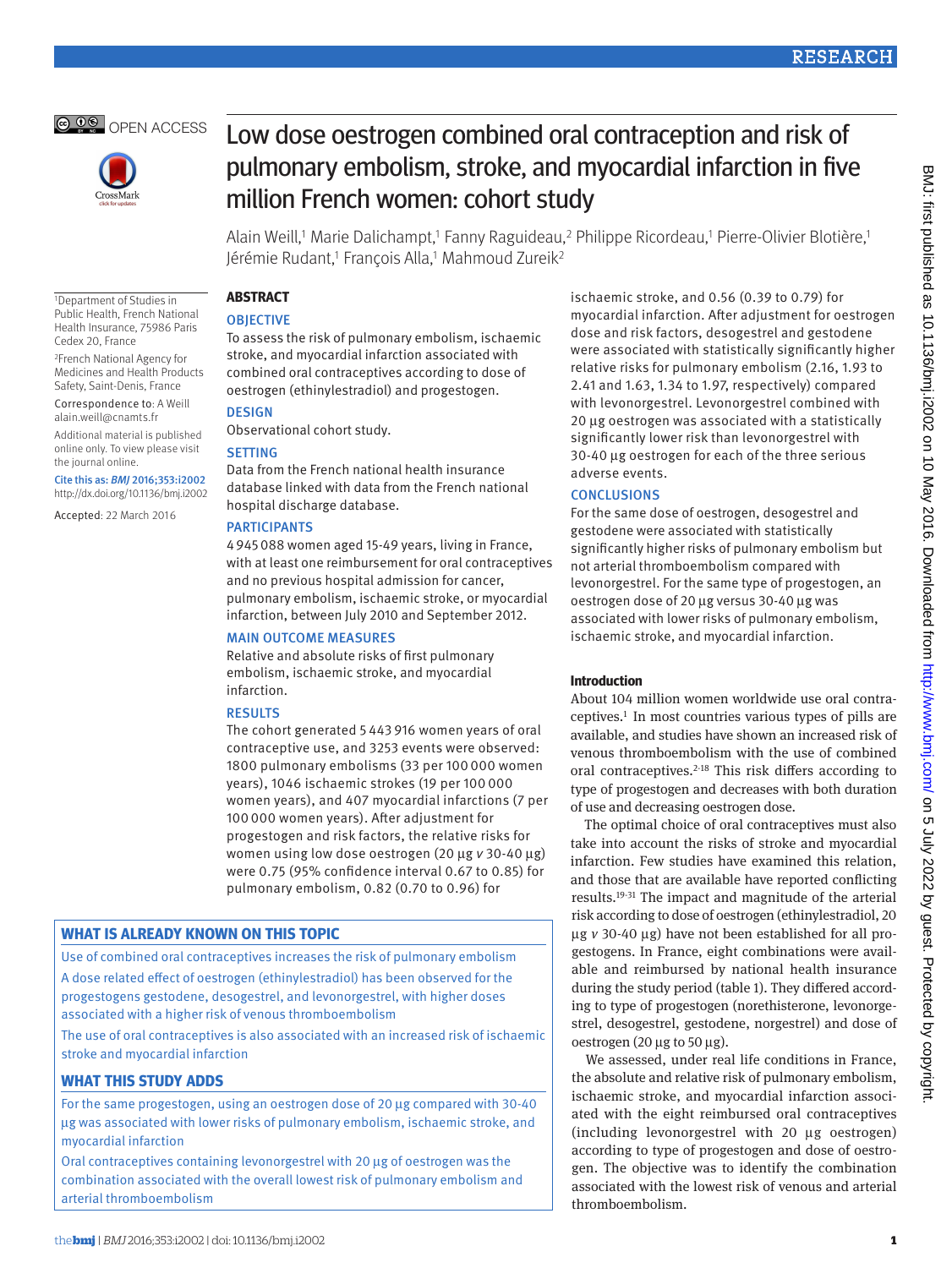# Low dose oestrogen combined oral contraception and risk of pulmonary embolism, stroke, and myocardial infarction in five million French women: cohort study

Alain Weill,[1] Marie Dalichampt,[1] Fanny Raguideau,[2] Philippe Ricordeau,[1] Pierre-Olivier Blotière,[1] Jérémie Rudant,[1] François Alla,[1] Mahmoud Zureik[2]

[1]Department of Studies in Public Health, French National Health Insurance, 75986 Paris Cedex 20, France

[2]French National Agency for Medicines and Health Products Safety, Saint-Denis, France

Correspondence to: A Weill alain.weill@cnamts.fr

Additional material is published online only. To view please visit the journal online.

Cite this as: *BMJ* 2016;353:i2002
http://dx.doi.org/10.1136/bmj.i2002

Accepted: 22 March 2016

## ABSTRACT

### OBJECTIVE

To assess the risk of pulmonary embolism, ischaemic stroke, and myocardial infarction associated with combined oral contraceptives according to dose of oestrogen (ethinylestradiol) and progestogen.

### DESIGN

Observational cohort study.

### SETTING

Data from the French national health insurance database linked with data from the French national hospital discharge database.

### PARTICIPANTS

4 945 088 women aged 15-49 years, living in France, with at least one reimbursement for oral contraceptives and no previous hospital admission for cancer, pulmonary embolism, ischaemic stroke, or myocardial infarction, between July 2010 and September 2012.

### MAIN OUTCOME MEASURES

Relative and absolute risks of first pulmonary embolism, ischaemic stroke, and myocardial infarction.

### RESULTS

The cohort generated 5 443 916 women years of oral contraceptive use, and 3253 events were observed: 1800 pulmonary embolisms (33 per 100 000 women years), 1046 ischaemic strokes (19 per 100 000 women years), and 407 myocardial infarctions (7 per 100 000 women years). After adjustment for progestogen and risk factors, the relative risks for women using low dose oestrogen (20 µg *v* 30-40 µg) were 0.75 (95% confidence interval 0.67 to 0.85) for pulmonary embolism, 0.82 (0.70 to 0.96) for ischaemic stroke, and 0.56 (0.39 to 0.79) for myocardial infarction. After adjustment for oestrogen dose and risk factors, desogestrel and gestodene were associated with statistically significantly higher relative risks for pulmonary embolism (2.16, 1.93 to 2.41 and 1.63, 1.34 to 1.97, respectively) compared with levonorgestrel. Levonorgestrel combined with 20 µg oestrogen was associated with a statistically significantly lower risk than levonorgestrel with 30-40 µg oestrogen for each of the three serious adverse events.

### CONCLUSIONS

For the same dose of oestrogen, desogestrel and gestodene were associated with statistically significantly higher risks of pulmonary embolism but not arterial thromboembolism compared with levonorgestrel. For the same type of progestogen, an oestrogen dose of 20 µg versus 30-40 µg was associated with lower risks of pulmonary embolism, ischaemic stroke, and myocardial infarction.

### WHAT IS ALREADY KNOWN ON THIS TOPIC

Use of combined oral contraceptives increases the risk of pulmonary embolism

A dose related effect of oestrogen (ethinylestradiol) has been observed for the progestogens gestodene, desogestrel, and levonorgestrel, with higher doses associated with a higher risk of venous thromboembolism

The use of oral contraceptives is also associated with an increased risk of ischaemic stroke and myocardial infarction

### WHAT THIS STUDY ADDS

For the same progestogen, using an oestrogen dose of 20 µg compared with 30-40 µg was associated with lower risks of pulmonary embolism, ischaemic stroke, and myocardial infarction

Oral contraceptives containing levonorgestrel with 20 µg of oestrogen was the combination associated with the overall lowest risk of pulmonary embolism and arterial thromboembolism

## Introduction

About 104 million women worldwide use oral contraceptives.[1] In most countries various types of pills are available, and studies have shown an increased risk of venous thromboembolism with the use of combined oral contraceptives.[2-18] This risk differs according to type of progestogen and decreases with both duration of use and decreasing oestrogen dose.

The optimal choice of oral contraceptives must also take into account the risks of stroke and myocardial infarction. Few studies have examined this relation, and those that are available have reported conflicting results.[19-31] The impact and magnitude of the arterial risk according to dose of oestrogen (ethinylestradiol, 20 µg *v* 30-40 µg) have not been established for all progestogens. In France, eight combinations were available and reimbursed by national health insurance during the study period (table 1). They differed according to type of progestogen (norethisterone, levonorgestrel, desogestrel, gestodene, norgestrel) and dose of oestrogen (20 µg to 50 µg).

We assessed, under real life conditions in France, the absolute and relative risk of pulmonary embolism, ischaemic stroke, and myocardial infarction associated with the eight reimbursed oral contraceptives (including levonorgestrel with 20 µg oestrogen) according to type of progestogen and dose of oestrogen. The objective was to identify the combination associated with the lowest risk of venous and arterial thromboembolism.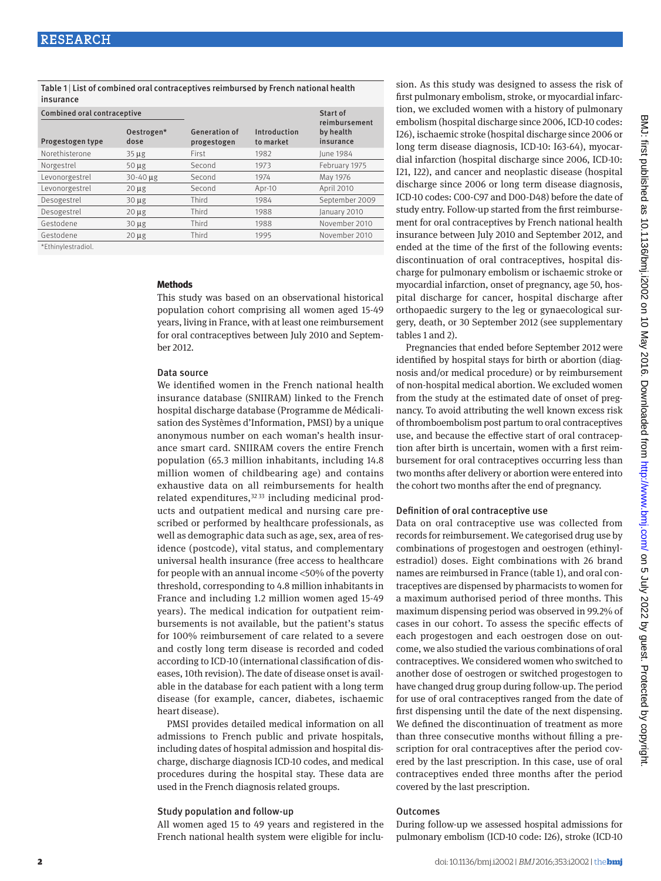Table 1 | List of combined oral contraceptives reimbursed by French national health insurance

| Combined oral contraceptive | | | | |
|---|---|---|---|---|
| Progestogen type | Oestrogen* dose | Generation of progestogen | Introduction to market | Start of reimbursement by health insurance |
| Norethisterone | 35 µg | First | 1982 | June 1984 |
| Norgestrel | 50 µg | Second | 1973 | February 1975 |
| Levonorgestrel | 30-40 µg | Second | 1974 | May 1976 |
| Levonorgestrel | 20 µg | Second | Apr-10 | April 2010 |
| Desogestrel | 30 µg | Third | 1984 | September 2009 |
| Desogestrel | 20 µg | Third | 1988 | January 2010 |
| Gestodene | 30 µg | Third | 1988 | November 2010 |
| Gestodene | 20 µg | Third | 1995 | November 2010 |

*Ethinylestradiol.

## Methods

This study was based on an observational historical population cohort comprising all women aged 15-49 years, living in France, with at least one reimbursement for oral contraceptives between July 2010 and September 2012.

### Data source

We identified women in the French national health insurance database (SNIIRAM) linked to the French hospital discharge database (Programme de Médicalisation des Systèmes d'Information, PMSI) by a unique anonymous number on each woman's health insurance smart card. SNIIRAM covers the entire French population (65.3 million inhabitants, including 14.8 million women of childbearing age) and contains exhaustive data on all reimbursements for health related expenditures,[32,33] including medicinal products and outpatient medical and nursing care prescribed or performed by healthcare professionals, as well as demographic data such as age, sex, area of residence (postcode), vital status, and complementary universal health insurance (free access to healthcare for people with an annual income <50% of the poverty threshold, corresponding to 4.8 million inhabitants in France and including 1.2 million women aged 15-49 years). The medical indication for outpatient reimbursements is not available, but the patient's status for 100% reimbursement of care related to a severe and costly long term disease is recorded and coded according to ICD-10 (international classification of diseases, 10th revision). The date of disease onset is available in the database for each patient with a long term disease (for example, cancer, diabetes, ischaemic heart disease).

PMSI provides detailed medical information on all admissions to French public and private hospitals, including dates of hospital admission and hospital discharge, discharge diagnosis ICD-10 codes, and medical procedures during the hospital stay. These data are used in the French diagnosis related groups.

### Study population and follow-up

All women aged 15 to 49 years and registered in the French national health system were eligible for inclusion. As this study was designed to assess the risk of first pulmonary embolism, stroke, or myocardial infarction, we excluded women with a history of pulmonary embolism (hospital discharge since 2006, ICD-10 codes: I26), ischaemic stroke (hospital discharge since 2006 or long term disease diagnosis, ICD-10: I63-64), myocardial infarction (hospital discharge since 2006, ICD-10: I21, I22), and cancer and neoplastic disease (hospital discharge since 2006 or long term disease diagnosis, ICD-10 codes: C00-C97 and D00-D48) before the date of study entry. Follow-up started from the first reimbursement for oral contraceptives by French national health insurance between July 2010 and September 2012, and ended at the time of the first of the following events: discontinuation of oral contraceptives, hospital discharge for pulmonary embolism or ischaemic stroke or myocardial infarction, onset of pregnancy, age 50, hospital discharge for cancer, hospital discharge after orthopaedic surgery to the leg or gynaecological surgery, death, or 30 September 2012 (see supplementary tables 1 and 2).

Pregnancies that ended before September 2012 were identified by hospital stays for birth or abortion (diagnosis and/or medical procedure) or by reimbursement of non-hospital medical abortion. We excluded women from the study at the estimated date of onset of pregnancy. To avoid attributing the well known excess risk of thromboembolism post partum to oral contraceptives use, and because the effective start of oral contraception after birth is uncertain, women with a first reimbursement for oral contraceptives occurring less than two months after delivery or abortion were entered into the cohort two months after the end of pregnancy.

### Definition of oral contraceptive use

Data on oral contraceptive use was collected from records for reimbursement. We categorised drug use by combinations of progestogen and oestrogen (ethinylestradiol) doses. Eight combinations with 26 brand names are reimbursed in France (table 1), and oral contraceptives are dispensed by pharmacists to women for a maximum authorised period of three months. This maximum dispensing period was observed in 99.2% of cases in our cohort. To assess the specific effects of each progestogen and each oestrogen dose on outcome, we also studied the various combinations of oral contraceptives. We considered women who switched to another dose of oestrogen or switched progestogen to have changed drug group during follow-up. The period for use of oral contraceptives ranged from the date of first dispensing until the date of the next dispensing. We defined the discontinuation of treatment as more than three consecutive months without filling a prescription for oral contraceptives after the period covered by the last prescription. In this case, use of oral contraceptives ended three months after the period covered by the last prescription.

### Outcomes

During follow-up we assessed hospital admissions for pulmonary embolism (ICD-10 code: I26), stroke (ICD-10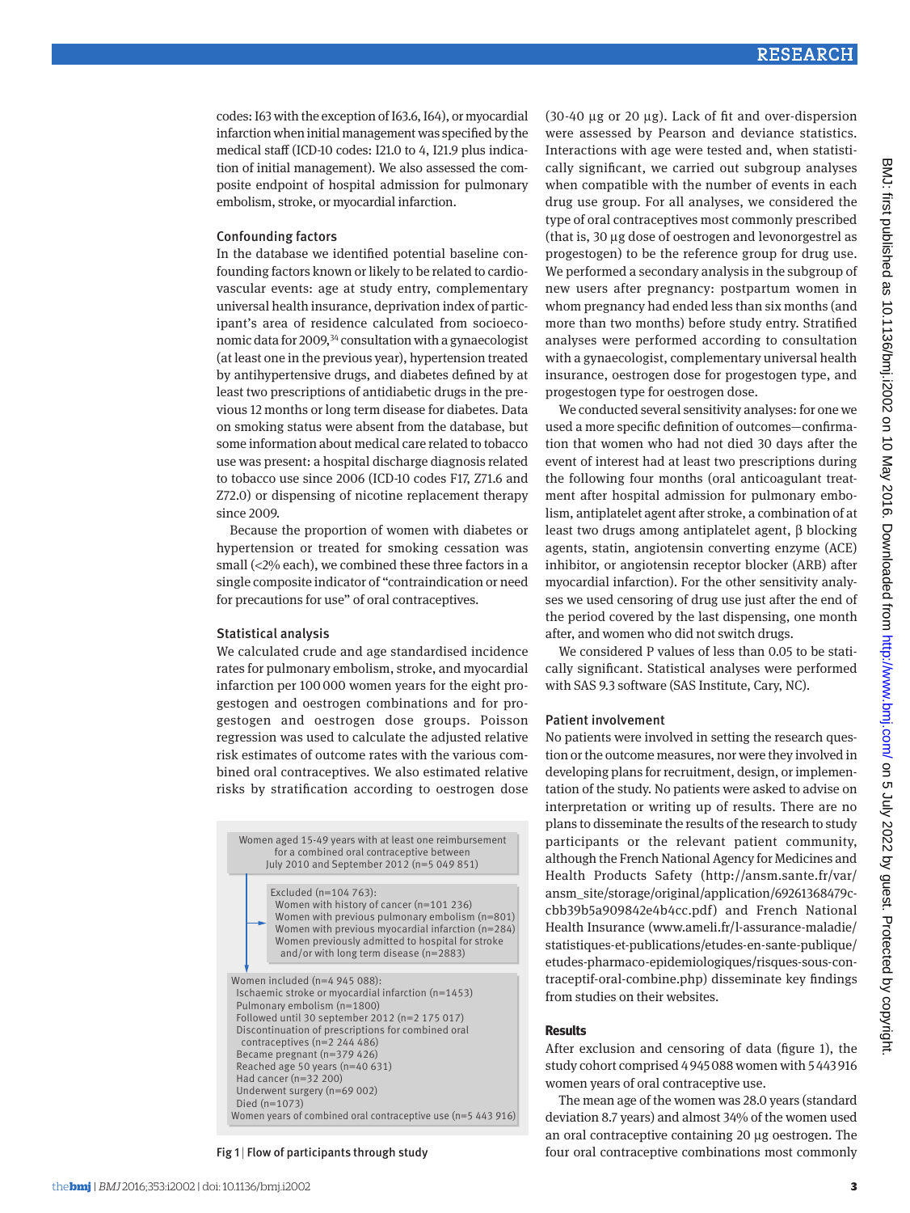codes: I63 with the exception of I63.6, I64), or myocardial infarction when initial management was specified by the medical staff (ICD-10 codes: I21.0 to 4, I21.9 plus indication of initial management). We also assessed the composite endpoint of hospital admission for pulmonary embolism, stroke, or myocardial infarction.

### Confounding factors

In the database we identified potential baseline confounding factors known or likely to be related to cardiovascular events: age at study entry, complementary universal health insurance, deprivation index of participant's area of residence calculated from socioeconomic data for 2009,[34] consultation with a gynaecologist (at least one in the previous year), hypertension treated by antihypertensive drugs, and diabetes defined by at least two prescriptions of antidiabetic drugs in the previous 12 months or long term disease for diabetes. Data on smoking status were absent from the database, but some information about medical care related to tobacco use was present: a hospital discharge diagnosis related to tobacco use since 2006 (ICD-10 codes F17, Z71.6 and Z72.0) or dispensing of nicotine replacement therapy since 2009.

Because the proportion of women with diabetes or hypertension or treated for smoking cessation was small (<2% each), we combined these three factors in a single composite indicator of "contraindication or need for precautions for use" of oral contraceptives.

### Statistical analysis

We calculated crude and age standardised incidence rates for pulmonary embolism, stroke, and myocardial infarction per 100 000 women years for the eight progestogen and oestrogen combinations and for progestogen and oestrogen dose groups. Poisson regression was used to calculate the adjusted relative risk estimates of outcome rates with the various combined oral contraceptives. We also estimated relative risks by stratification according to oestrogen dose (30-40 µg or 20 µg). Lack of fit and over-dispersion were assessed by Pearson and deviance statistics. Interactions with age were tested and, when statistically significant, we carried out subgroup analyses when compatible with the number of events in each drug use group. For all analyses, we considered the type of oral contraceptives most commonly prescribed (that is, 30 µg dose of oestrogen and levonorgestrel as progestogen) to be the reference group for drug use. We performed a secondary analysis in the subgroup of new users after pregnancy: postpartum women in whom pregnancy had ended less than six months (and more than two months) before study entry. Stratified analyses were performed according to consultation with a gynaecologist, complementary universal health insurance, oestrogen dose for progestogen type, and progestogen type for oestrogen dose.

We conducted several sensitivity analyses: for one we used a more specific definition of outcomes—confirmation that women who had not died 30 days after the event of interest had at least two prescriptions during the following four months (oral anticoagulant treatment after hospital admission for pulmonary embolism, antiplatelet agent after stroke, a combination of at least two drugs among antiplatelet agent, β blocking agents, statin, angiotensin converting enzyme (ACE) inhibitor, or angiotensin receptor blocker (ARB) after myocardial infarction). For the other sensitivity analyses we used censoring of drug use just after the end of the period covered by the last dispensing, one month after, and women who did not switch drugs.

We considered P values of less than 0.05 to be statistically significant. Statistical analyses were performed with SAS 9.3 software (SAS Institute, Cary, NC).

### Patient involvement

No patients were involved in setting the research question or the outcome measures, nor were they involved in developing plans for recruitment, design, or implementation of the study. No patients were asked to advise on interpretation or writing up of results. There are no plans to disseminate the results of the research to study participants or the relevant patient community, although the French National Agency for Medicines and Health Products Safety (http://ansm.sante.fr/var/ansm_site/storage/original/application/69261368479ccbb39b5a909842e4b4cc.pdf) and French National Health Insurance (www.ameli.fr/l-assurance-maladie/statistiques-et-publications/etudes-en-sante-publique/etudes-pharmaco-epidemiologiques/risques-sous-contraceptif-oral-combine.php) disseminate key findings from studies on their websites.

Women aged 15-49 years with at least one reimbursement for a combined oral contraceptive between July 2010 and September 2012 (n=5 049 851)

Excluded (n=104 763):
- Women with history of cancer (n=101 236)
- Women with previous pulmonary embolism (n=801)
- Women with previous myocardial infarction (n=284)
- Women previously admitted to hospital for stroke and/or with long term disease (n=2883)

Women included (n=4 945 088):
- Ischaemic stroke or myocardial infarction (n=1453)
- Pulmonary embolism (n=1800)
- Followed until 30 september 2012 (n=2 175 017)
- Discontinuation of prescriptions for combined oral contraceptives (n=2 244 486)
- Became pregnant (n=379 426)
- Reached age 50 years (n=40 631)
- Had cancer (n=32 200)
- Underwent surgery (n=69 002)
- Died (n=1073)

Women years of combined oral contraceptive use (n=5 443 916)

Fig 1 | Flow of participants through study

## Results

After exclusion and censoring of data (figure 1), the study cohort comprised 4 945 088 women with 5 443 916 women years of oral contraceptive use.

The mean age of the women was 28.0 years (standard deviation 8.7 years) and almost 34% of the women used an oral contraceptive containing 20 µg oestrogen. The four oral contraceptive combinations most commonly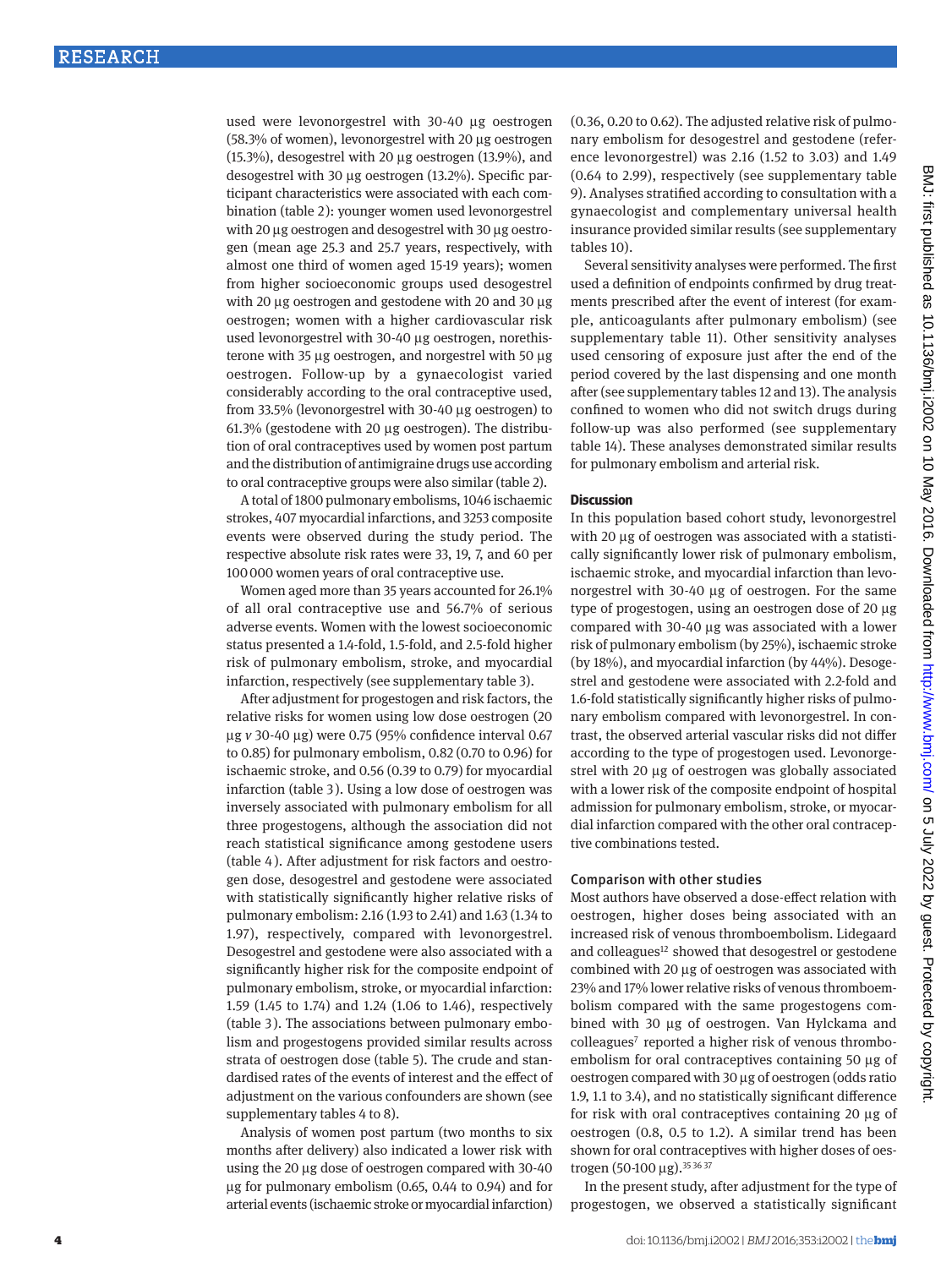used were levonorgestrel with 30-40 µg oestrogen (58.3% of women), levonorgestrel with 20 µg oestrogen (15.3%), desogestrel with 20 µg oestrogen (13.9%), and desogestrel with 30 µg oestrogen (13.2%). Specific participant characteristics were associated with each combination (table 2): younger women used levonorgestrel with 20 µg oestrogen and desogestrel with 30 µg oestrogen (mean age 25.3 and 25.7 years, respectively, with almost one third of women aged 15-19 years); women from higher socioeconomic groups used desogestrel with 20 µg oestrogen and gestodene with 20 and 30 µg oestrogen; women with a higher cardiovascular risk used levonorgestrel with 30-40 µg oestrogen, norethisterone with 35 µg oestrogen, and norgestrel with 50 µg oestrogen. Follow-up by a gynaecologist varied considerably according to the oral contraceptive used, from 33.5% (levonorgestrel with 30-40 µg oestrogen) to 61.3% (gestodene with 20 µg oestrogen). The distribution of oral contraceptives used by women post partum and the distribution of antimigraine drugs use according to oral contraceptive groups were also similar (table 2).

A total of 1800 pulmonary embolisms, 1046 ischaemic strokes, 407 myocardial infarctions, and 3253 composite events were observed during the study period. The respective absolute risk rates were 33, 19, 7, and 60 per 100 000 women years of oral contraceptive use.

Women aged more than 35 years accounted for 26.1% of all oral contraceptive use and 56.7% of serious adverse events. Women with the lowest socioeconomic status presented a 1.4-fold, 1.5-fold, and 2.5-fold higher risk of pulmonary embolism, stroke, and myocardial infarction, respectively (see supplementary table 3).

After adjustment for progestogen and risk factors, the relative risks for women using low dose oestrogen (20 µg *v* 30-40 µg) were 0.75 (95% confidence interval 0.67 to 0.85) for pulmonary embolism, 0.82 (0.70 to 0.96) for ischaemic stroke, and 0.56 (0.39 to 0.79) for myocardial infarction (table 3). Using a low dose of oestrogen was inversely associated with pulmonary embolism for all three progestogens, although the association did not reach statistical significance among gestodene users (table 4). After adjustment for risk factors and oestrogen dose, desogestrel and gestodene were associated with statistically significantly higher relative risks of pulmonary embolism: 2.16 (1.93 to 2.41) and 1.63 (1.34 to 1.97), respectively, compared with levonorgestrel. Desogestrel and gestodene were also associated with a significantly higher risk for the composite endpoint of pulmonary embolism, stroke, or myocardial infarction: 1.59 (1.45 to 1.74) and 1.24 (1.06 to 1.46), respectively (table 3). The associations between pulmonary embolism and progestogens provided similar results across strata of oestrogen dose (table 5). The crude and standardised rates of the events of interest and the effect of adjustment on the various confounders are shown (see supplementary tables 4 to 8).

Analysis of women post partum (two months to six months after delivery) also indicated a lower risk with using the 20 µg dose of oestrogen compared with 30-40 µg for pulmonary embolism (0.65, 0.44 to 0.94) and for arterial events (ischaemic stroke or myocardial infarction) (0.36, 0.20 to 0.62). The adjusted relative risk of pulmonary embolism for desogestrel and gestodene (reference levonorgestrel) was 2.16 (1.52 to 3.03) and 1.49 (0.64 to 2.99), respectively (see supplementary table 9). Analyses stratified according to consultation with a gynaecologist and complementary universal health insurance provided similar results (see supplementary tables 10).

Several sensitivity analyses were performed. The first used a definition of endpoints confirmed by drug treatments prescribed after the event of interest (for example, anticoagulants after pulmonary embolism) (see supplementary table 11). Other sensitivity analyses used censoring of exposure just after the end of the period covered by the last dispensing and one month after (see supplementary tables 12 and 13). The analysis confined to women who did not switch drugs during follow-up was also performed (see supplementary table 14). These analyses demonstrated similar results for pulmonary embolism and arterial risk.

## Discussion

In this population based cohort study, levonorgestrel with 20 µg of oestrogen was associated with a statistically significantly lower risk of pulmonary embolism, ischaemic stroke, and myocardial infarction than levonorgestrel with 30-40 µg of oestrogen. For the same type of progestogen, using an oestrogen dose of 20 µg compared with 30-40 µg was associated with a lower risk of pulmonary embolism (by 25%), ischaemic stroke (by 18%), and myocardial infarction (by 44%). Desogestrel and gestodene were associated with 2.2-fold and 1.6-fold statistically significantly higher risks of pulmonary embolism compared with levonorgestrel. In contrast, the observed arterial vascular risks did not differ according to the type of progestogen used. Levonorgestrel with 20 µg of oestrogen was globally associated with a lower risk of the composite endpoint of hospital admission for pulmonary embolism, stroke, or myocardial infarction compared with the other oral contraceptive combinations tested.

### Comparison with other studies

Most authors have observed a dose-effect relation with oestrogen, higher doses being associated with an increased risk of venous thromboembolism. Lidegaard and colleagues[12] showed that desogestrel or gestodene combined with 20 µg of oestrogen was associated with 23% and 17% lower relative risks of venous thromboembolism compared with the same progestogens combined with 30 µg of oestrogen. Van Hylckama and colleagues[7] reported a higher risk of venous thromboembolism for oral contraceptives containing 50 µg of oestrogen compared with 30 µg of oestrogen (odds ratio 1.9, 1.1 to 3.4), and no statistically significant difference for risk with oral contraceptives containing 20 µg of oestrogen (0.8, 0.5 to 1.2). A similar trend has been shown for oral contraceptives with higher doses of oestrogen (50-100 µg).[35 36 37]

In the present study, after adjustment for the type of progestogen, we observed a statistically significant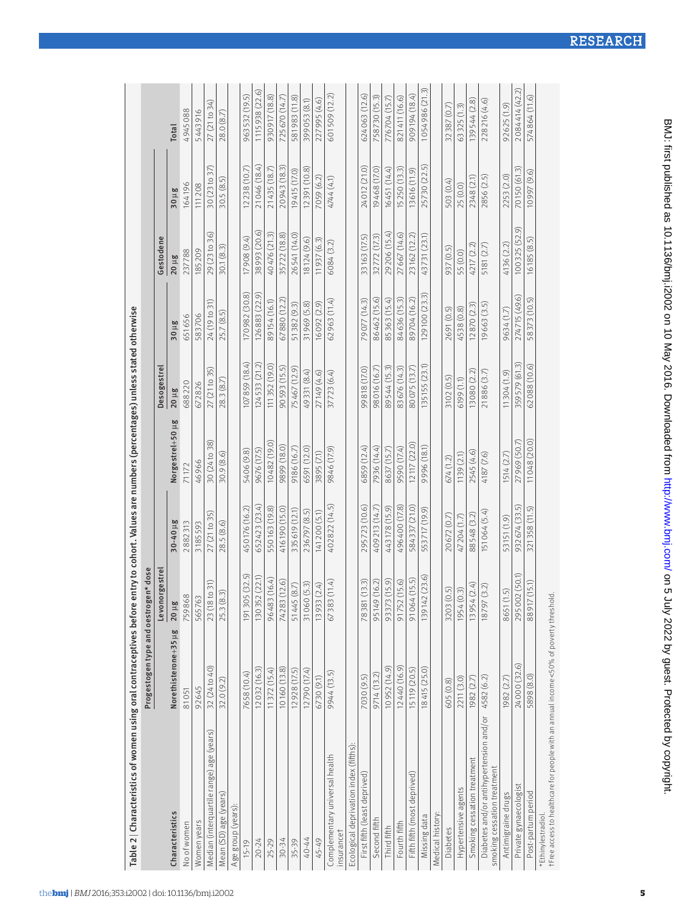Table 2 | Characteristics of women using oral contraceptives before entry to cohort. Values are numbers (percentages) unless stated otherwise

| Characteristics | Progestogen type and oestrogen* dose | | | | | | | | |
|---|---|---|---|---|---|---|---|---|---|
| | | Levonorgestrel | | | Desogestrel | | Gestodene | | |
| | Norethisterone+35 µg | 20 µg | 30-40 µg | Norgestrel+50 µg | 20 µg | 30 µg | 20 µg | 30 µg | Total |
| No of women | 81051 | 759868 | 2882313 | 71172 | 688220 | 651656 | 237788 | 164196 | 4945088 |
| Women years | 92645 | 565763 | 3185593 | 46966 | 672826 | 583706 | 185209 | 111208 | 5443916 |
| Median (interquartile range) age (years) | 32 (24 to 40) | 23 (18 to 31) | 27 (21 to 35) | 30 (24 to 38) | 27 (21 to 35) | 24 (19 to 31) | 29 (23 to 36) | 30 (23 to 37) | 27 (21 to 34) |
| Mean (SD) age (years) | 32.0 (9.2) | 25.3 (8.3) | 28.5 (8.6) | 30.9 (8.6) | 28.3 (8.7) | 25.7 (8.5) | 30.1 (8.3) | 30.5 (8.5) | 28.0 (8.7) |
| Age group (years): | | | | | | | | | |
| 15-19 | 7658 (10.4) | 191305 (32.5) | 450176 (16.2) | 5406 (9.8) | 107859 (18.4) | 170982 (30.8) | 17908 (9.4) | 12238 (10.7) | 963532 (19.5) |
| 20-24 | 12032 (16.3) | 130352 (22.1) | 652423 (23.4) | 9676 (17.5) | 124533 (21.2) | 126883 (22.9) | 38993 (20.6) | 21046 (18.4) | 1115938 (22.6) |
| 25-29 | 11372 (15.4) | 96483 (16.4) | 550163 (19.8) | 10482 (19.0) | 111352 (19.0) | 89154 (16.1) | 40476 (21.3) | 21435 (18.7) | 930917 (18.8) |
| 30-34 | 10160 (13.8) | 74283 (12.6) | 416190 (15.0) | 9899 (18.0) | 90593 (15.5) | 67880 (12.2) | 35722 (18.8) | 20943 (18.3) | 725670 (14.7) |
| 35-39 | 12928 (17.5) | 51445 (8.7) | 335619 (12.1) | 9186 (16.7) | 75467 (12.9) | 51382 (9.3) | 26541 (14.0) | 19415 (17.0) | 581983 (11.8) |
| 40-44 | 12790 (17.4) | 31060 (5.3) | 236797 (8.5) | 6591 (12.0) | 49331 (8.4) | 31969 (5.8) | 18124 (9.6) | 12391 (10.8) | 399053 (8.1) |
| 45-49 | 6730 (9.1) | 13933 (2.4) | 141200 (5.1) | 3895 (7.1) | 27149 (4.6) | 16092 (2.9) | 11937 (6.3) | 7059 (6.2) | 227995 (4.6) |
| Complementary universal health insurance† | 9944 (13.5) | 67383 (11.4) | 402822 (14.5) | 9846 (17.9) | 37723 (6.4) | 62963 (11.4) | 6084 (3.2) | 4744 (4.1) | 601509 (12.2) |
| Ecological deprivation index (fifths): | | | | | | | | | |
| First fifth (least deprived) | 7030 (9.5) | 78381 (13.3) | 295723 (10.6) | 6859 (12.4) | 99818 (17.0) | 79077 (14.3) | 33163 (17.5) | 24012 (21.0) | 624063 (12.6) |
| Second fifth | 9714 (13.2) | 95149 (16.2) | 409213 (14.7) | 7936 (14.4) | 98016 (16.7) | 86462 (15.6) | 32772 (17.3) | 19468 (17.0) | 758730 (15.3) |
| Third fifth | 10952 (14.9) | 93373 (15.9) | 443178 (15.9) | 8637 (15.7) | 89544 (15.3) | 85363 (15.4) | 29206 (15.4) | 16451 (14.4) | 776704 (15.7) |
| Fourth fifth | 12440 (16.9) | 91752 (15.6) | 496400 (17.8) | 9590 (17.4) | 83676 (14.3) | 84636 (15.3) | 27667 (14.6) | 15250 (13.3) | 821411 (16.6) |
| Fifth fifth (most deprived) | 15119 (20.5) | 91064 (15.5) | 584337 (21.0) | 12117 (22.0) | 80075 (13.7) | 89704 (16.2) | 23162 (12.2) | 13616 (11.9) | 909194 (18.4) |
| Missing data | 18415 (25.0) | 139142 (23.6) | 553717 (19.9) | 9996 (18.1) | 135155 (23.1) | 129100 (23.3) | 43731 (23.1) | 25730 (22.5) | 1054986 (21.3) |
| Medical history: | | | | | | | | | |
| Diabetes | 605 (0.8) | 3203 (0.5) | 20672 (0.7) | 674 (1.2) | 3102 (0.5) | 2691 (0.5) | 937 (0.5) | 503 (0.4) | 32387 (0.7) |
| Hypertensive agents | 2211 (3.0) | 1954 (0.3) | 47204 (1.7) | 1139 (2.1) | 6199 (1.1) | 4538 (0.8) | 55 (0.0) | 25 (0.0) | 63325 (1.3) |
| Smoking cessation treatment | 1982 (2.7) | 13954 (2.4) | 88548 (3.2) | 2545 (4.6) | 13080 (2.2) | 12870 (2.3) | 4217 (2.2) | 2348 (2.1) | 139544 (2.8) |
| Diabetes and/or antihypertension and/or smoking cessation treatment | 4582 (6.2) | 18797 (3.2) | 151064 (5.4) | 4187 (7.6) | 21886 (3.7) | 19663 (3.5) | 5181 (2.7) | 2856 (2.5) | 228216 (4.6) |
| Antimigraine drugs | 1982 (2.7) | 8651 (1.5) | 53151 (1.9) | 1514 (2.7) | 11304 (1.9) | 9634 (1.7) | 4136 (2.2) | 2253 (2.0) | 92625 (1.9) |
| Private gynaecologist | 24000 (32.6) | 295002 (50.1) | 932674 (33.5) | 27969 (50.7) | 359579 (61.3) | 274715 (49.6) | 100325 (52.9) | 70150 (61.3) | 2084414 (42.2) |
| Post-partum period | 5898 (8.0) | 88917 (15.1) | 321358 (11.5) | 11048 (20.0) | 62088 (10.6) | 58373 (10.5) | 16185 (8.5) | 10997 (9.6) | 574864 (11.6) |

*Ethinylestradiol.
†Free access to healthcare for people with an annual income <50% of poverty threshold.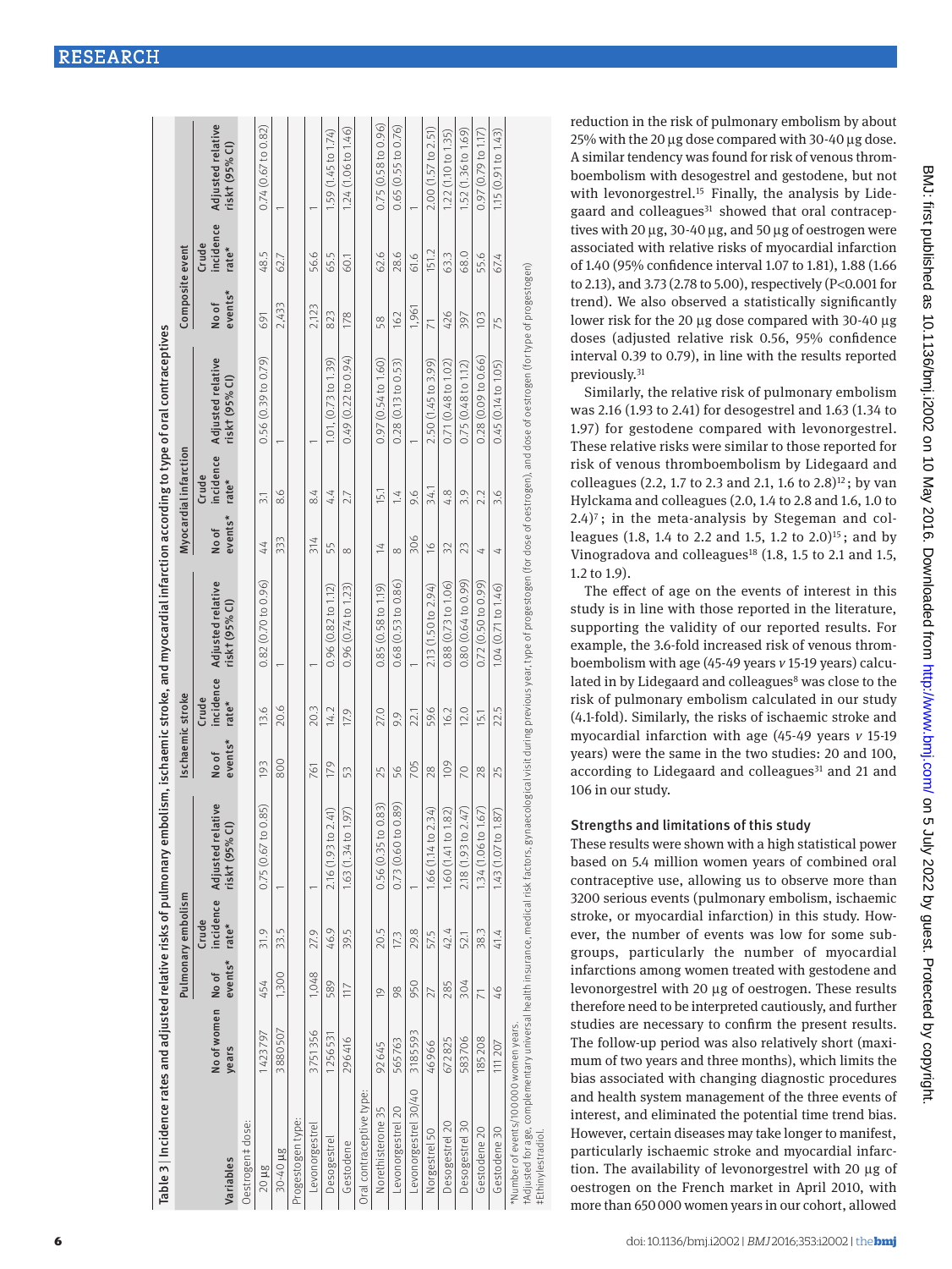Table 3 | Incidence rates and adjusted relative risks of pulmonary embolism, ischaemic stroke, and myocardial infarction according to type of oral contraceptives

| Variables | No of women years | Pulmonary embolism | | | Ischaemic stroke | | | Myocardial infarction | | | Composite event | | |
|---|---|---|---|---|---|---|---|---|---|---|---|---|---|
| | | No of events* | Crude incidence rate* | Adjusted relative risk† (95% CI) | No of events* | Crude incidence rate* | Adjusted relative risk† (95% CI) | No of events* | Crude incidence rate* | Adjusted relative risk† (95% CI) | No of events* | Crude incidence rate* | Adjusted relative risk† (95% CI) |
| Oestrogen‡ dose: | | | | | | | | | | | | | |
| 20 µg | 1423797 | 454 | 31.9 | 0.75 (0.67 to 0.85) | 193 | 13.6 | 0.82 (0.70 to 0.96) | 44 | 3.1 | 0.56 (0.39 to 0.79) | 691 | 48.5 | 0.74 (0.67 to 0.82) |
| 30-40 µg | 3880507 | 1,300 | 33.5 | 1 | 800 | 20.6 | 1 | 333 | 8.6 | 1 | 2,433 | 62.7 | 1 |
| Progestogen type: | | | | | | | | | | | | | |
| Levonorgestrel | 3751356 | 1,048 | 27.9 | 1 | 761 | 20.3 | 1 | 314 | 8.4 | 1 | 2,123 | 56.6 | 1 |
| Desogestrel | 1256531 | 589 | 46.9 | 2.16 (1.93 to 2.41) | 179 | 14.2 | 0.96 (0.82 to 1.12) | 55 | 4.4 | 1.01 (0.73 to 1.39) | 823 | 65.5 | 1.59 (1.45 to 1.74) |
| Gestodene | 296416 | 117 | 39.5 | 1.63 (1.34 to 1.97) | 53 | 17.9 | 0.96 (0.74 to 1.23) | 8 | 2.7 | 0.49 (0.22 to 0.94) | 178 | 60.1 | 1.24 (1.06 to 1.46) |
| Oral contraceptive type: | | | | | | | | | | | | | |
| Norethisterone 35 | 92645 | 19 | 20.5 | 0.56 (0.35 to 0.83) | 25 | 27.0 | 0.85 (0.58 to 1.19) | 14 | 15.1 | 0.97 (0.54 to 1.60) | 58 | 62.6 | 0.75 (0.58 to 0.96) |
| Levonorgestrel 20 | 565763 | 98 | 17.3 | 0.73 (0.60 to 0.89) | 56 | 9.9 | 0.68 (0.53 to 0.86) | 8 | 1.4 | 0.28 (0.13 to 0.53) | 162 | 28.6 | 0.65 (0.55 to 0.76) |
| Levonorgestrel 30/40 | 3185593 | 950 | 29.8 | 1 | 705 | 22.1 | 1 | 306 | 9.6 | 1 | 1,961 | 61.6 | 1 |
| Norgestrel 50 | 46966 | 27 | 57.5 | 1.66 (1.14 to 2.34) | 28 | 59.6 | 2.13 (1.50 to 2.94) | 16 | 34.1 | 2.50 (1.45 to 3.99) | 71 | 151.2 | 2.00 (1.57 to 2.51) |
| Desogestrel 20 | 672825 | 285 | 42.4 | 1.60 (1.41 to 1.82) | 109 | 16.2 | 0.88 (0.73 to 1.06) | 32 | 4.8 | 0.71 (0.48 to 1.02) | 426 | 63.3 | 1.22 (1.10 to 1.35) |
| Desogestrel 30 | 583706 | 304 | 52.1 | 2.18 (1.93 to 2.47) | 70 | 12.0 | 0.80 (0.64 to 0.99) | 23 | 3.9 | 0.75 (0.48 to 1.12) | 397 | 68.0 | 1.52 (1.36 to 1.69) |
| Gestodene 20 | 185208 | 71 | 38.3 | 1.34 (1.06 to 1.67) | 28 | 15.1 | 0.72 (0.50 to 0.99) | 4 | 2.2 | 0.28 (0.09 to 0.66) | 103 | 55.6 | 0.97 (0.79 to 1.17) |
| Gestodene 30 | 111207 | 46 | 41.4 | 1.43 (1.07 to 1.87) | 25 | 22.5 | 1.04 (0.71 to 1.46) | 4 | 3.6 | 0.45 (0.14 to 1.05) | 75 | 67.4 | 1.15 (0.91 to 1.43) |

*Number of events/100 000 women years.
†Adjusted for age, complementary universal health insurance, medical risk factors, gynaecological visit during previous year, type of progestogen (for dose of oestrogen), and dose of oestrogen (for type of progestogen)
‡Ethinylestradiol.

reduction in the risk of pulmonary embolism by about 25% with the 20 µg dose compared with 30-40 µg dose. A similar tendency was found for risk of venous thromboembolism with desogestrel and gestodene, but not with levonorgestrel.[15] Finally, the analysis by Lidegaard and colleagues[31] showed that oral contraceptives with 20 µg, 30-40 µg, and 50 µg of oestrogen were associated with relative risks of myocardial infarction of 1.40 (95% confidence interval 1.07 to 1.81), 1.88 (1.66 to 2.13), and 3.73 (2.78 to 5.00), respectively (P<0.001 for trend). We also observed a statistically significantly lower risk for the 20 µg dose compared with 30-40 µg doses (adjusted relative risk 0.56, 95% confidence interval 0.39 to 0.79), in line with the results reported previously.[31]

Similarly, the relative risk of pulmonary embolism was 2.16 (1.93 to 2.41) for desogestrel and 1.63 (1.34 to 1.97) for gestodene compared with levonorgestrel. These relative risks were similar to those reported for risk of venous thromboembolism by Lidegaard and colleagues (2.2, 1.7 to 2.3 and 2.1, 1.6 to 2.8)[12]; by van Hylckama and colleagues (2.0, 1.4 to 2.8 and 1.6, 1.0 to 2.4)[7]; in the meta-analysis by Stegeman and colleagues (1.8, 1.4 to 2.2 and 1.5, 1.2 to 2.0)[15]; and by Vinogradova and colleagues[18] (1.8, 1.5 to 2.1 and 1.5, 1.2 to 1.9).

The effect of age on the events of interest in this study is in line with those reported in the literature, supporting the validity of our reported results. For example, the 3.6-fold increased risk of venous thromboembolism with age (45-49 years *v* 15-19 years) calculated in by Lidegaard and colleagues[8] was close to the risk of pulmonary embolism calculated in our study (4.1-fold). Similarly, the risks of ischaemic stroke and myocardial infarction with age (45-49 years *v* 15-19 years) were the same in the two studies: 20 and 100, according to Lidegaard and colleagues[31] and 21 and 106 in our study.

### Strengths and limitations of this study

These results were shown with a high statistical power based on 5.4 million women years of combined oral contraceptive use, allowing us to observe more than 3200 serious events (pulmonary embolism, ischaemic stroke, or myocardial infarction) in this study. However, the number of events was low for some subgroups, particularly the number of myocardial infarctions among women treated with gestodene and levonorgestrel with 20 µg of oestrogen. These results therefore need to be interpreted cautiously, and further studies are necessary to confirm the present results. The follow-up period was also relatively short (maximum of two years and three months), which limits the bias associated with changing diagnostic procedures and health system management of the three events of interest, and eliminated the potential time trend bias. However, certain diseases may take longer to manifest, particularly ischaemic stroke and myocardial infarction. The availability of levonorgestrel with 20 µg of oestrogen on the French market in April 2010, with more than 650 000 women years in our cohort, allowed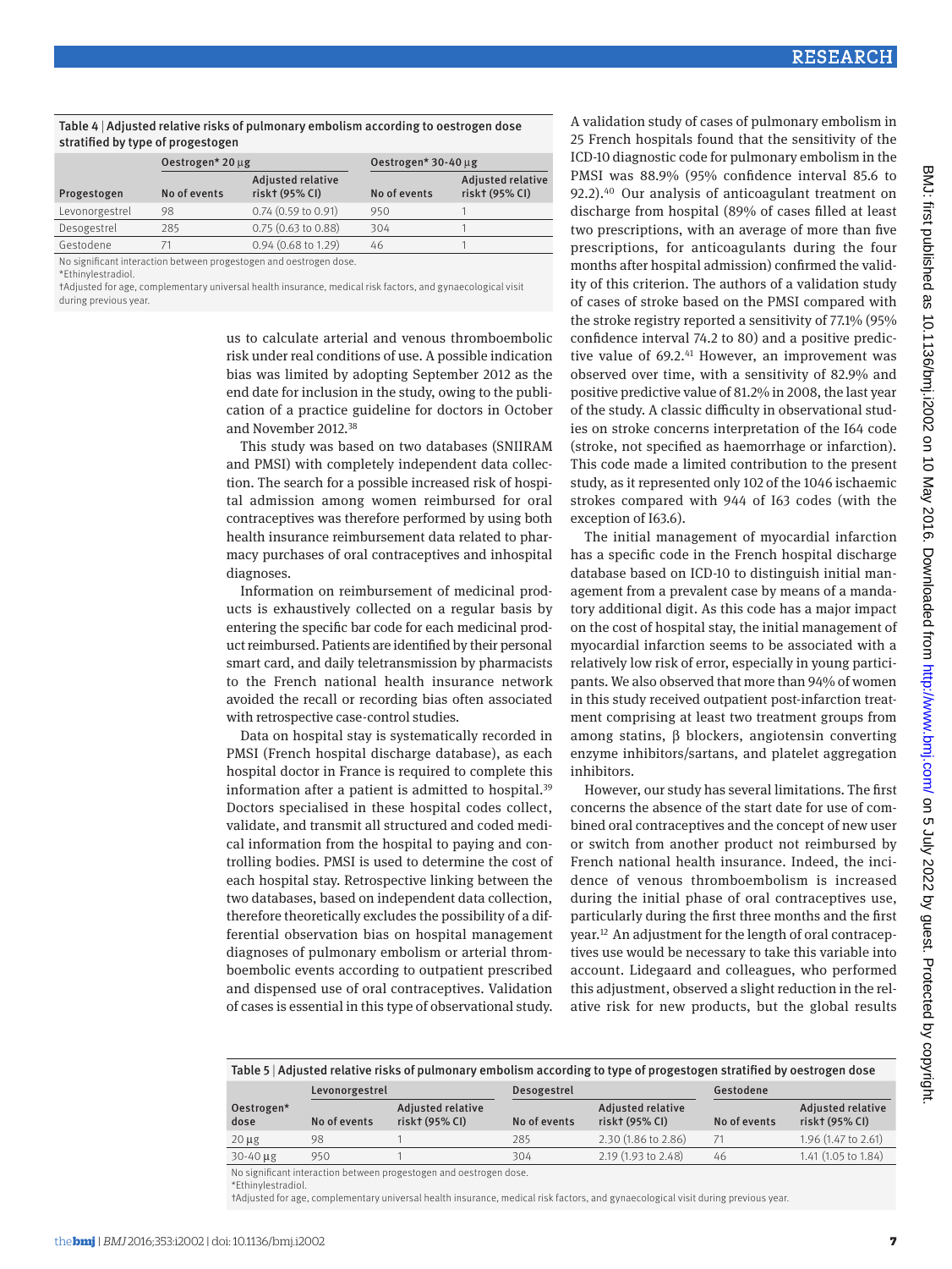Table 4 | Adjusted relative risks of pulmonary embolism according to oestrogen dose stratified by type of progestogen

| Progestogen | Oestrogen* 20 µg | | Oestrogen* 30-40 µg | |
|---|---|---|---|---|
| | No of events | Adjusted relative risk† (95% CI) | No of events | Adjusted relative risk† (95% CI) |
| Levonorgestrel | 98 | 0.74 (0.59 to 0.91) | 950 | 1 |
| Desogestrel | 285 | 0.75 (0.63 to 0.88) | 304 | 1 |
| Gestodene | 71 | 0.94 (0.68 to 1.29) | 46 | 1 |

No significant interaction between progestogen and oestrogen dose.
*Ethinylestradiol.
†Adjusted for age, complementary universal health insurance, medical risk factors, and gynaecological visit during previous year.

us to calculate arterial and venous thromboembolic risk under real conditions of use. A possible indication bias was limited by adopting September 2012 as the end date for inclusion in the study, owing to the publication of a practice guideline for doctors in October and November 2012.[38]

This study was based on two databases (SNIIRAM and PMSI) with completely independent data collection. The search for a possible increased risk of hospital admission among women reimbursed for oral contraceptives was therefore performed by using both health insurance reimbursement data related to pharmacy purchases of oral contraceptives and inhospital diagnoses.

Information on reimbursement of medicinal products is exhaustively collected on a regular basis by entering the specific bar code for each medicinal product reimbursed. Patients are identified by their personal smart card, and daily teletransmission by pharmacists to the French national health insurance network avoided the recall or recording bias often associated with retrospective case-control studies.

Data on hospital stay is systematically recorded in PMSI (French hospital discharge database), as each hospital doctor in France is required to complete this information after a patient is admitted to hospital.[39] Doctors specialised in these hospital codes collect, validate, and transmit all structured and coded medical information from the hospital to paying and controlling bodies. PMSI is used to determine the cost of each hospital stay. Retrospective linking between the two databases, based on independent data collection, therefore theoretically excludes the possibility of a differential observation bias on hospital management diagnoses of pulmonary embolism or arterial thromboembolic events according to outpatient prescribed and dispensed use of oral contraceptives. Validation of cases is essential in this type of observational study.

A validation study of cases of pulmonary embolism in 25 French hospitals found that the sensitivity of the ICD-10 diagnostic code for pulmonary embolism in the PMSI was 88.9% (95% confidence interval 85.6 to 92.2).[40] Our analysis of anticoagulant treatment on discharge from hospital (89% of cases filled at least two prescriptions, with an average of more than five prescriptions, for anticoagulants during the four months after hospital admission) confirmed the validity of this criterion. The authors of a validation study of cases of stroke based on the PMSI compared with the stroke registry reported a sensitivity of 77.1% (95% confidence interval 74.2 to 80) and a positive predictive value of 69.2.[41] However, an improvement was observed over time, with a sensitivity of 82.9% and positive predictive value of 81.2% in 2008, the last year of the study. A classic difficulty in observational studies on stroke concerns interpretation of the I64 code (stroke, not specified as haemorrhage or infarction). This code made a limited contribution to the present study, as it represented only 102 of the 1046 ischaemic strokes compared with 944 of I63 codes (with the exception of I63.6).

The initial management of myocardial infarction has a specific code in the French hospital discharge database based on ICD-10 to distinguish initial management from a prevalent case by means of a mandatory additional digit. As this code has a major impact on the cost of hospital stay, the initial management of myocardial infarction seems to be associated with a relatively low risk of error, especially in young participants. We also observed that more than 94% of women in this study received outpatient post-infarction treatment comprising at least two treatment groups from among statins, β blockers, angiotensin converting enzyme inhibitors/sartans, and platelet aggregation inhibitors.

However, our study has several limitations. The first concerns the absence of the start date for use of combined oral contraceptives and the concept of new user or switch from another product not reimbursed by French national health insurance. Indeed, the incidence of venous thromboembolism is increased during the initial phase of oral contraceptives use, particularly during the first three months and the first year.[12] An adjustment for the length of oral contraceptives use would be necessary to take this variable into account. Lidegaard and colleagues, who performed this adjustment, observed a slight reduction in the relative risk for new products, but the global results

Table 5 | Adjusted relative risks of pulmonary embolism according to type of progestogen stratified by oestrogen dose

| Oestrogen* dose | Levonorgestrel | | Desogestrel | | Gestodene | |
|---|---|---|---|---|---|---|
| | No of events | Adjusted relative risk† (95% CI) | No of events | Adjusted relative risk† (95% CI) | No of events | Adjusted relative risk† (95% CI) |
| 20 µg | 98 | 1 | 285 | 2.30 (1.86 to 2.86) | 71 | 1.96 (1.47 to 2.61) |
| 30-40 µg | 950 | 1 | 304 | 2.19 (1.93 to 2.48) | 46 | 1.41 (1.05 to 1.84) |

No significant interaction between progestogen and oestrogen dose.
*Ethinylestradiol.
†Adjusted for age, complementary universal health insurance, medical risk factors, and gynaecological visit during previous year.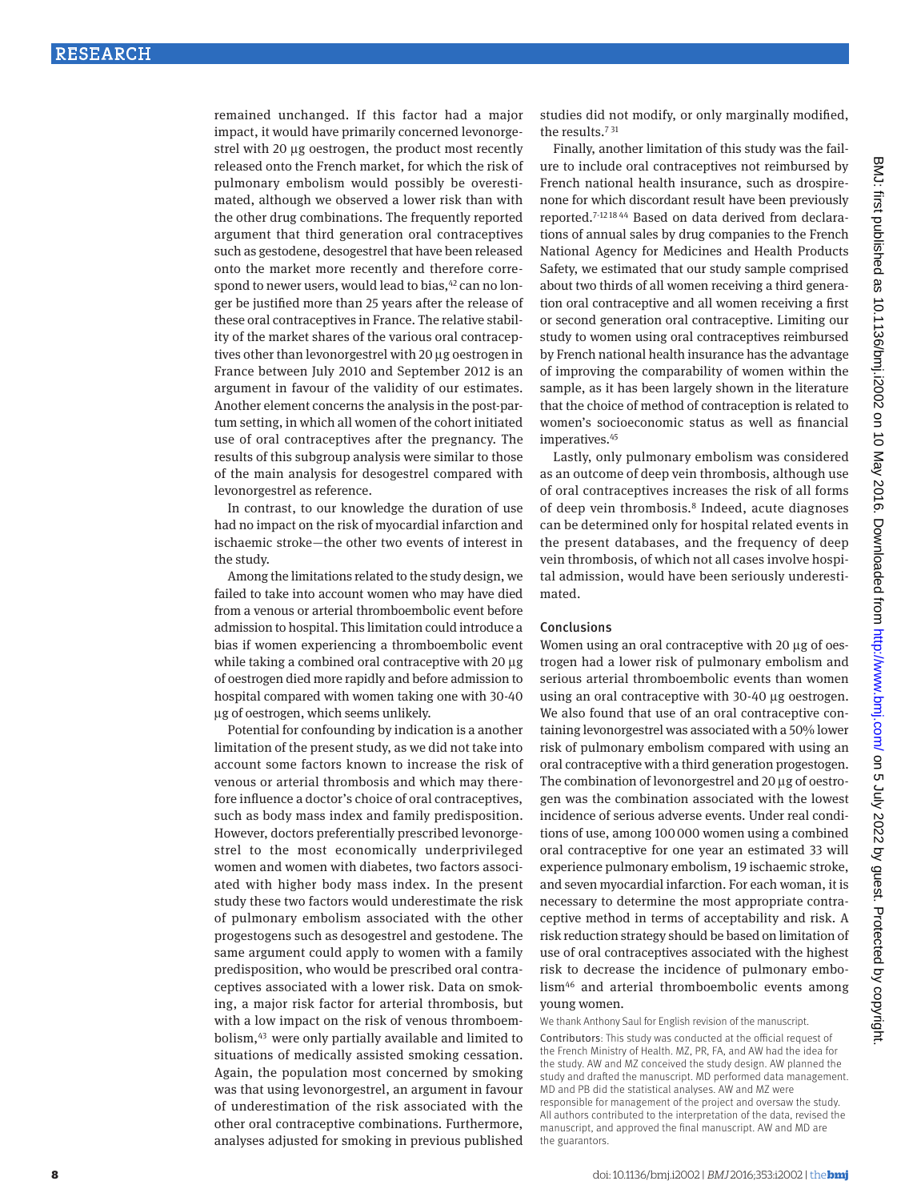remained unchanged. If this factor had a major impact, it would have primarily concerned levonorgestrel with 20 µg oestrogen, the product most recently released onto the French market, for which the risk of pulmonary embolism would possibly be overestimated, although we observed a lower risk than with the other drug combinations. The frequently reported argument that third generation oral contraceptives such as gestodene, desogestrel that have been released onto the market more recently and therefore correspond to newer users, would lead to bias,[42] can no longer be justified more than 25 years after the release of these oral contraceptives in France. The relative stability of the market shares of the various oral contraceptives other than levonorgestrel with 20 µg oestrogen in France between July 2010 and September 2012 is an argument in favour of the validity of our estimates. Another element concerns the analysis in the post-partum setting, in which all women of the cohort initiated use of oral contraceptives after the pregnancy. The results of this subgroup analysis were similar to those of the main analysis for desogestrel compared with levonorgestrel as reference.

In contrast, to our knowledge the duration of use had no impact on the risk of myocardial infarction and ischaemic stroke—the other two events of interest in the study.

Among the limitations related to the study design, we failed to take into account women who may have died from a venous or arterial thromboembolic event before admission to hospital. This limitation could introduce a bias if women experiencing a thromboembolic event while taking a combined oral contraceptive with 20 µg of oestrogen died more rapidly and before admission to hospital compared with women taking one with 30-40 µg of oestrogen, which seems unlikely.

Potential for confounding by indication is a another limitation of the present study, as we did not take into account some factors known to increase the risk of venous or arterial thrombosis and which may therefore influence a doctor's choice of oral contraceptives, such as body mass index and family predisposition. However, doctors preferentially prescribed levonorgestrel to the most economically underprivileged women and women with diabetes, two factors associated with higher body mass index. In the present study these two factors would underestimate the risk of pulmonary embolism associated with the other progestogens such as desogestrel and gestodene. The same argument could apply to women with a family predisposition, who would be prescribed oral contraceptives associated with a lower risk. Data on smoking, a major risk factor for arterial thrombosis, but with a low impact on the risk of venous thromboembolism,[43] were only partially available and limited to situations of medically assisted smoking cessation. Again, the population most concerned by smoking was that using levonorgestrel, an argument in favour of underestimation of the risk associated with the other oral contraceptive combinations. Furthermore, analyses adjusted for smoking in previous published studies did not modify, or only marginally modified, the results.[7,31]

Finally, another limitation of this study was the failure to include oral contraceptives not reimbursed by French national health insurance, such as drospirenone for which discordant result have been previously reported.[7-12,18,44] Based on data derived from declarations of annual sales by drug companies to the French National Agency for Medicines and Health Products Safety, we estimated that our study sample comprised about two thirds of all women receiving a third generation oral contraceptive and all women receiving a first or second generation oral contraceptive. Limiting our study to women using oral contraceptives reimbursed by French national health insurance has the advantage of improving the comparability of women within the sample, as it has been largely shown in the literature that the choice of method of contraception is related to women's socioeconomic status as well as financial imperatives.[45]

Lastly, only pulmonary embolism was considered as an outcome of deep vein thrombosis, although use of oral contraceptives increases the risk of all forms of deep vein thrombosis.[8] Indeed, acute diagnoses can be determined only for hospital related events in the present databases, and the frequency of deep vein thrombosis, of which not all cases involve hospital admission, would have been seriously underestimated.

## Conclusions

Women using an oral contraceptive with 20 µg of oestrogen had a lower risk of pulmonary embolism and serious arterial thromboembolic events than women using an oral contraceptive with 30-40 µg oestrogen. We also found that use of an oral contraceptive containing levonorgestrel was associated with a 50% lower risk of pulmonary embolism compared with using an oral contraceptive with a third generation progestogen. The combination of levonorgestrel and 20 µg of oestrogen was the combination associated with the lowest incidence of serious adverse events. Under real conditions of use, among 100 000 women using a combined oral contraceptive for one year an estimated 33 will experience pulmonary embolism, 19 ischaemic stroke, and seven myocardial infarction. For each woman, it is necessary to determine the most appropriate contraceptive method in terms of acceptability and risk. A risk reduction strategy should be based on limitation of use of oral contraceptives associated with the highest risk to decrease the incidence of pulmonary embolism[46] and arterial thromboembolic events among young women.

We thank Anthony Saul for English revision of the manuscript.

Contributors: This study was conducted at the official request of the French Ministry of Health. MZ, PR, FA, and AW had the idea for the study. AW and MZ conceived the study design. AW planned the study and drafted the manuscript. MD performed data management. MD and PB did the statistical analyses. AW and MZ were responsible for management of the project and oversaw the study. All authors contributed to the interpretation of the data, revised the manuscript, and approved the final manuscript. AW and MD are the guarantors.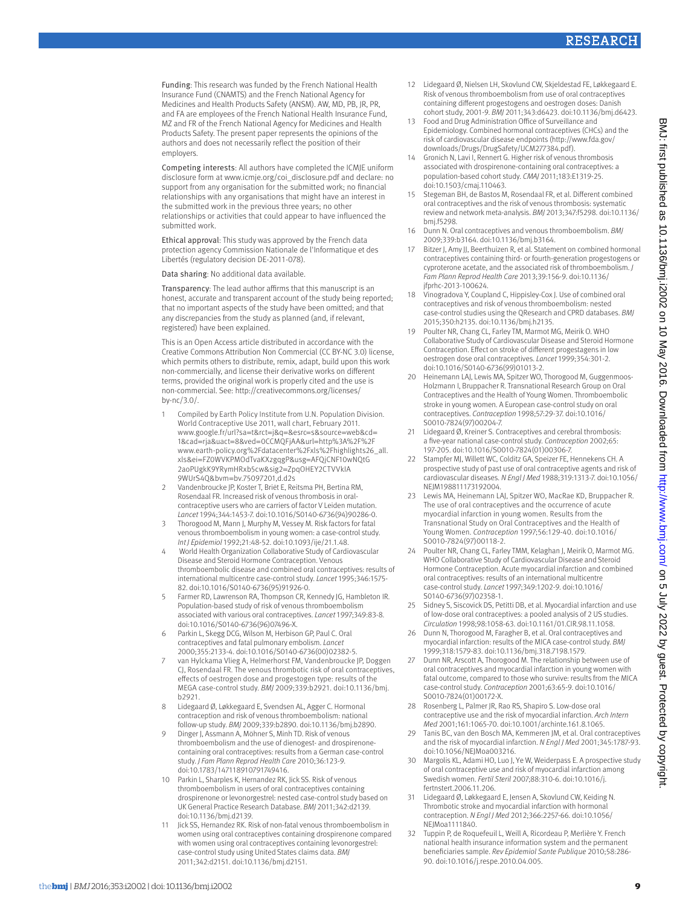Funding: This research was funded by the French National Health Insurance Fund (CNAMTS) and the French National Agency for Medicines and Health Products Safety (ANSM). AW, MD, PB, JR, PR, and FA are employees of the French National Health Insurance Fund, MZ and FR of the French National Agency for Medicines and Health Products Safety. The present paper represents the opinions of the authors and does not necessarily reflect the position of their employers.

Competing interests: All authors have completed the ICMJE uniform disclosure form at www.icmje.org/coi_disclosure.pdf and declare: no support from any organisation for the submitted work; no financial relationships with any organisations that might have an interest in the submitted work in the previous three years; no other relationships or activities that could appear to have influenced the submitted work.

Ethical approval: This study was approved by the French data protection agency Commission Nationale de l'Informatique et des Libertés (regulatory decision DE-2011-078).

Data sharing: No additional data available.

Transparency: The lead author affirms that this manuscript is an honest, accurate and transparent account of the study being reported; that no important aspects of the study have been omitted; and that any discrepancies from the study as planned (and, if relevant, registered) have been explained.

This is an Open Access article distributed in accordance with the Creative Commons Attribution Non Commercial (CC BY-NC 3.0) license, which permits others to distribute, remix, adapt, build upon this work non-commercially, and license their derivative works on different terms, provided the original work is properly cited and the use is non-commercial. See: http://creativecommons.org/licenses/by-nc/3.0/.

1. Compiled by Earth Policy Institute from U.N. Population Division. World Contraceptive Use 2011, wall chart, February 2011. www.google.fr/url?sa=t&rct=j&q=&esrc=s&source=web&cd=1&cad=rja&uact=8&ved=0CCMQFjAA&url=http%3A%2F%2Fwww.earth-policy.org%2Fdatacenter%2Fxls%2Fhighlights26_all.xls&ei=FZ0WVKPMOdTvaKXzgqgP&usg=AFQjCNF10wNQtG2aoPUgkK9YRymHRxb5cw&sig2=ZpqOHEY2CTVVkIA9WUrS4Q&bvm=bv.75097201,d.d2s
2. Vandenbroucke JP, Koster T, Briët E, Reitsma PH, Bertina RM, Rosendaal FR. Increased risk of venous thrombosis in oral-contraceptive users who are carriers of factor V Leiden mutation. *Lancet* 1994;344:1453-7. doi:10.1016/S0140-6736(94)90286-0.
3. Thorogood M, Mann J, Murphy M, Vessey M. Risk factors for fatal venous thromboembolism in young women: a case-control study. *Int J Epidemiol* 1992;21:48-52. doi:10.1093/ije/21.1.48.
4. World Health Organization Collaborative Study of Cardiovascular Disease and Steroid Hormone Contraception. Venous thromboembolic disease and combined oral contraceptives: results of international multicentre case-control study. *Lancet* 1995;346:1575-82. doi:10.1016/S0140-6736(95)91926-0.
5. Farmer RD, Lawrenson RA, Thompson CR, Kennedy JG, Hambleton IR. Population-based study of risk of venous thromboembolism associated with various oral contraceptives. *Lancet* 1997;349:83-8. doi:10.1016/S0140-6736(96)07496-X.
6. Parkin L, Skegg DCG, Wilson M, Herbison GP, Paul C. Oral contraceptives and fatal pulmonary embolism. *Lancet* 2000;355:2133-4. doi:10.1016/S0140-6736(00)02382-5.
7. van Hylckama Vlieg A, Helmerhorst FM, Vandenbroucke JP, Doggen CJ, Rosendaal FR. The venous thrombotic risk of oral contraceptives, effects of oestrogen dose and progestogen type: results of the MEGA case-control study. *BMJ* 2009;339:b2921. doi:10.1136/bmj.b2921.
8. Lidegaard Ø, Løkkegaard E, Svendsen AL, Agger C. Hormonal contraception and risk of venous thromboembolism: national follow-up study. *BMJ* 2009;339:b2890. doi:10.1136/bmj.b2890.
9. Dinger J, Assmann A, Möhner S, Minh TD. Risk of venous thromboembolism and the use of dienogest- and drospirenone-containing oral contraceptives: results from a German case-control study. *J Fam Plann Reprod Health Care* 2010;36:123-9. doi:10.1783/147118910791749416.
10. Parkin L, Sharples K, Hernandez RK, Jick SS. Risk of venous thromboembolism in users of oral contraceptives containing drospirenone or levonorgestrel: nested case-control study based on UK General Practice Research Database. *BMJ* 2011;342:d2139. doi:10.1136/bmj.d2139.
11. Jick SS, Hernandez RK. Risk of non-fatal venous thromboembolism in women using oral contraceptives containing drospirenone compared with women using oral contraceptives containing levonorgestrel: case-control study using United States claims data. *BMJ* 2011;342:d2151. doi:10.1136/bmj.d2151.
12. Lidegaard Ø, Nielsen LH, Skovlund CW, Skjeldestad FE, Løkkegaard E. Risk of venous thromboembolism from use of oral contraceptives containing different progestogens and oestrogen doses: Danish cohort study, 2001-9. *BMJ* 2011;343:d6423. doi:10.1136/bmj.d6423.
13. Food and Drug Administration Office of Surveillance and Epidemiology. Combined hormonal contraceptives (CHCs) and the risk of cardiovascular disease endpoints (http://www.fda.gov/downloads/Drugs/DrugSafety/UCM277384.pdf).
14. Gronich N, Lavi I, Rennert G. Higher risk of venous thrombosis associated with drospirenone-containing oral contraceptives: a population-based cohort study. *CMAJ* 2011;183:E1319-25. doi:10.1503/cmaj.110463.
15. Stegeman BH, de Bastos M, Rosendaal FR, et al. Different combined oral contraceptives and the risk of venous thrombosis: systematic review and network meta-analysis. *BMJ* 2013;347:f5298. doi:10.1136/bmj.f5298.
16. Dunn N. Oral contraceptives and venous thromboembolism. *BMJ* 2009;339:b3164. doi:10.1136/bmj.b3164.
17. Bitzer J, Amy JJ, Beerthuizen R, et al. Statement on combined hormonal contraceptives containing third- or fourth-generation progestogens or cyproterone acetate, and the associated risk of thromboembolism. *J Fam Plann Reprod Health Care* 2013;39:156-9. doi:10.1136/jfprhc-2013-100624.
18. Vinogradova Y, Coupland C, Hippisley-Cox J. Use of combined oral contraceptives and risk of venous thromboembolism: nested case-control studies using the QResearch and CPRD databases. *BMJ* 2015;350:h2135. doi:10.1136/bmj.h2135.
19. Poulter NR, Chang CL, Farley TM, Marmot MG, Meirik O. WHO Collaborative Study of Cardiovascular Disease and Steroid Hormone Contraception. Effect on stroke of different progestagens in low oestrogen dose oral contraceptives. *Lancet* 1999;354:301-2. doi:10.1016/S0140-6736(99)01013-2.
20. Heinemann LAJ, Lewis MA, Spitzer WO, Thorogood M, Guggenmoos-Holzmann I, Bruppacher R. Transnational Research Group on Oral Contraceptives and the Health of Young Women. Thromboembolic stroke in young women. A European case-control study on oral contraceptives. *Contraception* 1998;57:29-37. doi:10.1016/S0010-7824(97)00204-7.
21. Lidegaard Ø, Kreiner S. Contraceptives and cerebral thrombosis: a five-year national case-control study. *Contraception* 2002;65:197-205. doi:10.1016/S0010-7824(01)00306-7.
22. Stampfer MJ, Willett WC, Colditz GA, Speizer FE, Hennekens CH. A prospective study of past use of oral contraceptive agents and risk of cardiovascular diseases. *N Engl J Med* 1988;319:1313-7. doi:10.1056/NEJM198811173192004.
23. Lewis MA, Heinemann LAJ, Spitzer WO, MacRae KD, Bruppacher R. The use of oral contraceptives and the occurrence of acute myocardial infarction in young women. Results from the Transnational Study on Oral Contraceptives and the Health of Young Women. *Contraception* 1997;56:129-40. doi:10.1016/S0010-7824(97)00118-2.
24. Poulter NR, Chang CL, Farley TMM, Kelaghan J, Meirik O, Marmot MG. WHO Collaborative Study of Cardiovascular Disease and Steroid Hormone Contraception. Acute myocardial infarction and combined oral contraceptives: results of an international multicentre case-control study. *Lancet* 1997;349:1202-9. doi:10.1016/S0140-6736(97)02358-1.
25. Sidney S, Siscovick DS, Petitti DB, et al. Myocardial infarction and use of low-dose oral contraceptives: a pooled analysis of 2 US studies. *Circulation* 1998;98:1058-63. doi:10.1161/01.CIR.98.11.1058.
26. Dunn N, Thorogood M, Faragher B, et al. Oral contraceptives and myocardial infarction: results of the MICA case-control study. *BMJ* 1999;318:1579-83. doi:10.1136/bmj.318.7198.1579.
27. Dunn NR, Arscott A, Thorogood M. The relationship between use of oral contraceptives and myocardial infarction in young women with fatal outcome, compared to those who survive: results from the MICA case-control study. *Contraception* 2001;63:65-9. doi:10.1016/S0010-7824(01)00172-X.
28. Rosenberg L, Palmer JR, Rao RS, Shapiro S. Low-dose oral contraceptive use and the risk of myocardial infarction. *Arch Intern Med* 2001;161:1065-70. doi:10.1001/archinte.161.8.1065.
29. Tanis BC, van den Bosch MA, Kemmeren JM, et al. Oral contraceptives and the risk of myocardial infarction. *N Engl J Med* 2001;345:1787-93. doi:10.1056/NEJMoa003216.
30. Margolis KL, Adami HO, Luo J, Ye W, Weiderpass E. A prospective study of oral contraceptive use and risk of myocardial infarction among Swedish women. *Fertil Steril* 2007;88:310-6. doi:10.1016/j.fertnstert.2006.11.206.
31. Lidegaard Ø, Løkkegaard E, Jensen A, Skovlund CW, Keiding N. Thrombotic stroke and myocardial infarction with hormonal contraception. *N Engl J Med* 2012;366:2257-66. doi:10.1056/NEJMoa1111840.
32. Tuppin P, de Roquefeuil L, Weill A, Ricordeau P, Merlière Y. French national health insurance information system and the permanent beneficiaries sample. *Rev Epidemiol Sante Publique* 2010;58:286-90. doi:10.1016/j.respe.2010.04.005.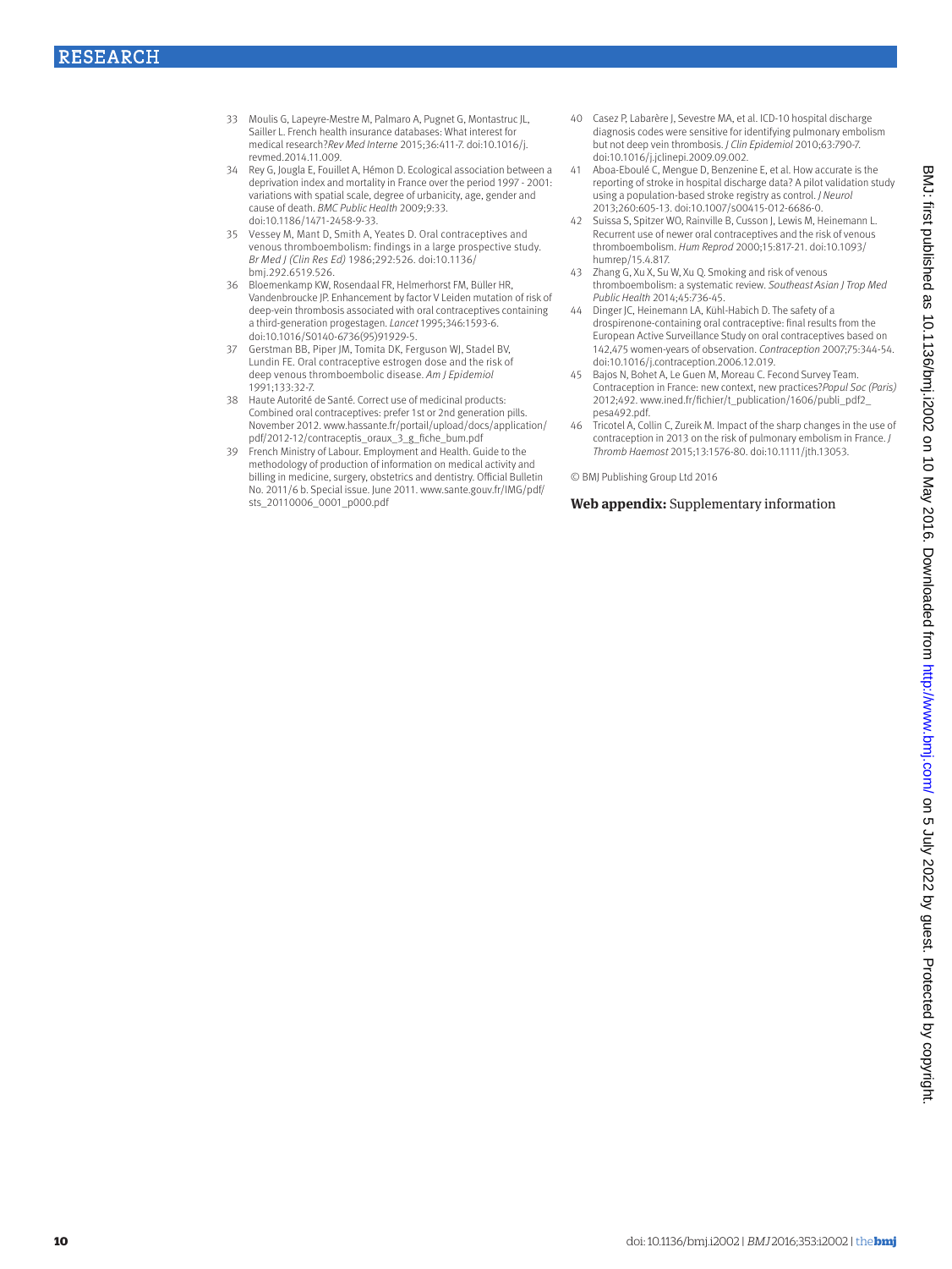33 Moulis G, Lapeyre-Mestre M, Palmaro A, Pugnet G, Montastruc JL, Sailler L. French health insurance databases: What interest for medical research?*Rev Med Interne* 2015;36:411-7. doi:10.1016/j.revmed.2014.11.009.

34 Rey G, Jougla E, Fouillet A, Hémon D. Ecological association between a deprivation index and mortality in France over the period 1997 - 2001: variations with spatial scale, degree of urbanicity, age, gender and cause of death. *BMC Public Health* 2009;9:33. doi:10.1186/1471-2458-9-33.

35 Vessey M, Mant D, Smith A, Yeates D. Oral contraceptives and venous thromboembolism: findings in a large prospective study. *Br Med J (Clin Res Ed)* 1986;292:526. doi:10.1136/bmj.292.6519.526.

36 Bloemenkamp KW, Rosendaal FR, Helmerhorst FM, Büller HR, Vandenbroucke JP. Enhancement by factor V Leiden mutation of risk of deep-vein thrombosis associated with oral contraceptives containing a third-generation progestagen. *Lancet* 1995;346:1593-6. doi:10.1016/S0140-6736(95)91929-5.

37 Gerstman BB, Piper JM, Tomita DK, Ferguson WJ, Stadel BV, Lundin FE. Oral contraceptive estrogen dose and the risk of deep venous thromboembolic disease. *Am J Epidemiol* 1991;133:32-7.

38 Haute Autorité de Santé. Correct use of medicinal products: Combined oral contraceptives: prefer 1st or 2nd generation pills. November 2012. www.hassante.fr/portail/upload/docs/application/pdf/2012-12/contraceptis_oraux_3_g_fiche_bum.pdf

39 French Ministry of Labour. Employment and Health. Guide to the methodology of production of information on medical activity and billing in medicine, surgery, obstetrics and dentistry. Official Bulletin No. 2011/6 b. Special issue. June 2011. www.sante.gouv.fr/IMG/pdf/sts_20110006_0001_p000.pdf

40 Casez P, Labarère J, Sevestre MA, et al. ICD-10 hospital discharge diagnosis codes were sensitive for identifying pulmonary embolism but not deep vein thrombosis. *J Clin Epidemiol* 2010;63:790-7. doi:10.1016/j.jclinepi.2009.09.002.

41 Aboa-Eboulé C, Mengue D, Benzenine E, et al. How accurate is the reporting of stroke in hospital discharge data? A pilot validation study using a population-based stroke registry as control. *J Neurol* 2013;260:605-13. doi:10.1007/s00415-012-6686-0.

42 Suissa S, Spitzer WO, Rainville B, Cusson J, Lewis M, Heinemann L. Recurrent use of newer oral contraceptives and the risk of venous thromboembolism. *Hum Reprod* 2000;15:817-21. doi:10.1093/humrep/15.4.817.

43 Zhang G, Xu X, Su W, Xu Q. Smoking and risk of venous thromboembolism: a systematic review. *Southeast Asian J Trop Med Public Health* 2014;45:736-45.

44 Dinger JC, Heinemann LA, Kühl-Habich D. The safety of a drospirenone-containing oral contraceptive: final results from the European Active Surveillance Study on oral contraceptives based on 142,475 women-years of observation. *Contraception* 2007;75:344-54. doi:10.1016/j.contraception.2006.12.019.

45 Bajos N, Bohet A, Le Guen M, Moreau C. Fecond Survey Team. Contraception in France: new context, new practices?*Popul Soc (Paris)* 2012;492. www.ined.fr/fichier/t_publication/1606/publi_pdf2_pesa492.pdf.

46 Tricotel A, Collin C, Zureik M. Impact of the sharp changes in the use of contraception in 2013 on the risk of pulmonary embolism in France. *J Thromb Haemost* 2015;13:1576-80. doi:10.1111/jth.13053.

© BMJ Publishing Group Ltd 2016

**Web appendix:** Supplementary information